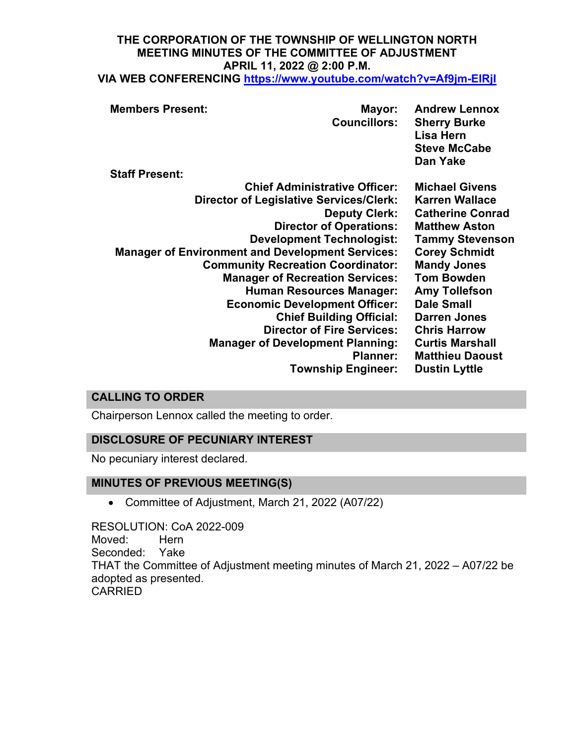**THE CORPORATION OF THE TOWNSHIP OF WELLINGTON NORTH**
**MEETING MINUTES OF THE COMMITTEE OF ADJUSTMENT**
**APRIL 11, 2022 @ 2:00 P.M.**
**VIA WEB CONFERENCING [https://www.youtube.com/watch?v=Af9jm-EIRjI](https://www.youtube.com/watch?v=Af9jm-EIRjI)**

**Members Present:**

| | | |
|---|---|---|
| | **Mayor:** | **Andrew Lennox** |
| | **Councillors:** | **Sherry Burke** |
| | | **Lisa Hern** |
| | | **Steve McCabe** |
| | | **Dan Yake** |

**Staff Present:**

| | |
|---|---|
| **Chief Administrative Officer:** | **Michael Givens** |
| **Director of Legislative Services/Clerk:** | **Karren Wallace** |
| **Deputy Clerk:** | **Catherine Conrad** |
| **Director of Operations:** | **Matthew Aston** |
| **Development Technologist:** | **Tammy Stevenson** |
| **Manager of Environment and Development Services:** | **Corey Schmidt** |
| **Community Recreation Coordinator:** | **Mandy Jones** |
| **Manager of Recreation Services:** | **Tom Bowden** |
| **Human Resources Manager:** | **Amy Tollefson** |
| **Economic Development Officer:** | **Dale Small** |
| **Chief Building Official:** | **Darren Jones** |
| **Director of Fire Services:** | **Chris Harrow** |
| **Manager of Development Planning:** | **Curtis Marshall** |
| **Planner:** | **Matthieu Daoust** |
| **Township Engineer:** | **Dustin Lyttle** |

## CALLING TO ORDER

Chairperson Lennox called the meeting to order.

## DISCLOSURE OF PECUNIARY INTEREST

No pecuniary interest declared.

## MINUTES OF PREVIOUS MEETING(S)

- Committee of Adjustment, March 21, 2022 (A07/22)

RESOLUTION: CoA 2022-009
Moved: Hern
Seconded: Yake
THAT the Committee of Adjustment meeting minutes of March 21, 2022 – A07/22 be adopted as presented.
CARRIED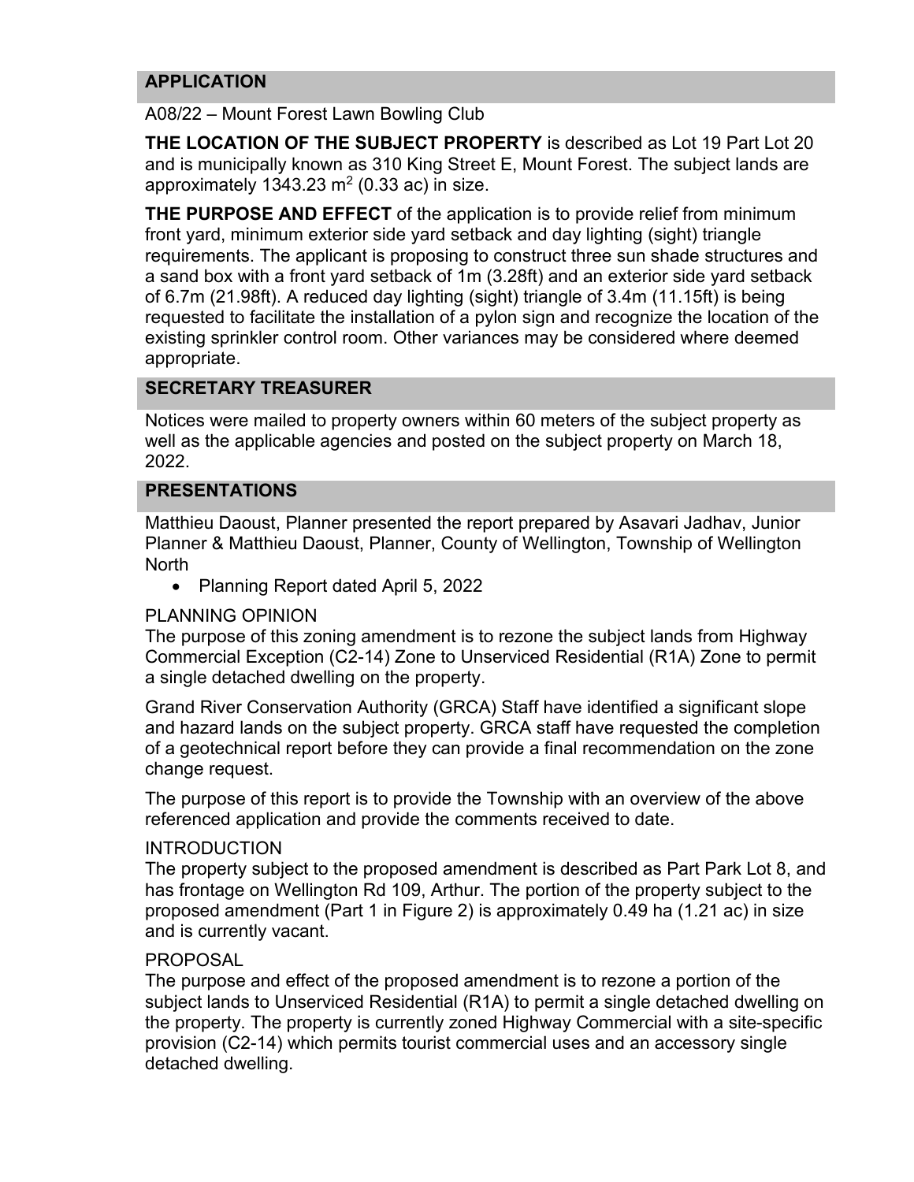## APPLICATION

A08/22 – Mount Forest Lawn Bowling Club

**THE LOCATION OF THE SUBJECT PROPERTY** is described as Lot 19 Part Lot 20 and is municipally known as 310 King Street E, Mount Forest. The subject lands are approximately 1343.23 m$^2$ (0.33 ac) in size.

**THE PURPOSE AND EFFECT** of the application is to provide relief from minimum front yard, minimum exterior side yard setback and day lighting (sight) triangle requirements. The applicant is proposing to construct three sun shade structures and a sand box with a front yard setback of 1m (3.28ft) and an exterior side yard setback of 6.7m (21.98ft). A reduced day lighting (sight) triangle of 3.4m (11.15ft) is being requested to facilitate the installation of a pylon sign and recognize the location of the existing sprinkler control room. Other variances may be considered where deemed appropriate.

## SECRETARY TREASURER

Notices were mailed to property owners within 60 meters of the subject property as well as the applicable agencies and posted on the subject property on March 18, 2022.

## PRESENTATIONS

Matthieu Daoust, Planner presented the report prepared by Asavari Jadhav, Junior Planner & Matthieu Daoust, Planner, County of Wellington, Township of Wellington North

- Planning Report dated April 5, 2022

PLANNING OPINION

The purpose of this zoning amendment is to rezone the subject lands from Highway Commercial Exception (C2-14) Zone to Unserviced Residential (R1A) Zone to permit a single detached dwelling on the property.

Grand River Conservation Authority (GRCA) Staff have identified a significant slope and hazard lands on the subject property. GRCA staff have requested the completion of a geotechnical report before they can provide a final recommendation on the zone change request.

The purpose of this report is to provide the Township with an overview of the above referenced application and provide the comments received to date.

INTRODUCTION

The property subject to the proposed amendment is described as Part Park Lot 8, and has frontage on Wellington Rd 109, Arthur. The portion of the property subject to the proposed amendment (Part 1 in Figure 2) is approximately 0.49 ha (1.21 ac) in size and is currently vacant.

PROPOSAL

The purpose and effect of the proposed amendment is to rezone a portion of the subject lands to Unserviced Residential (R1A) to permit a single detached dwelling on the property. The property is currently zoned Highway Commercial with a site-specific provision (C2-14) which permits tourist commercial uses and an accessory single detached dwelling.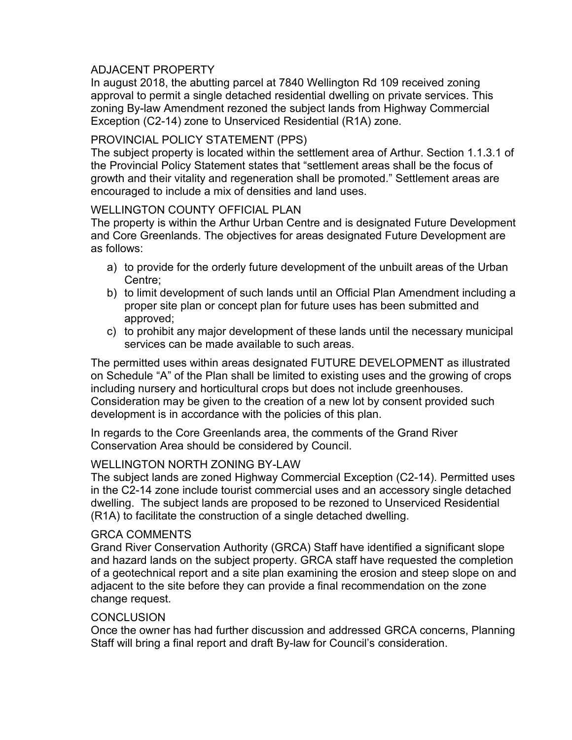## ADJACENT PROPERTY

In august 2018, the abutting parcel at 7840 Wellington Rd 109 received zoning approval to permit a single detached residential dwelling on private services. This zoning By-law Amendment rezoned the subject lands from Highway Commercial Exception (C2-14) zone to Unserviced Residential (R1A) zone.

## PROVINCIAL POLICY STATEMENT (PPS)

The subject property is located within the settlement area of Arthur. Section 1.1.3.1 of the Provincial Policy Statement states that "settlement areas shall be the focus of growth and their vitality and regeneration shall be promoted." Settlement areas are encouraged to include a mix of densities and land uses.

## WELLINGTON COUNTY OFFICIAL PLAN

The property is within the Arthur Urban Centre and is designated Future Development and Core Greenlands. The objectives for areas designated Future Development are as follows:

a) to provide for the orderly future development of the unbuilt areas of the Urban Centre;
b) to limit development of such lands until an Official Plan Amendment including a proper site plan or concept plan for future uses has been submitted and approved;
c) to prohibit any major development of these lands until the necessary municipal services can be made available to such areas.

The permitted uses within areas designated FUTURE DEVELOPMENT as illustrated on Schedule "A" of the Plan shall be limited to existing uses and the growing of crops including nursery and horticultural crops but does not include greenhouses. Consideration may be given to the creation of a new lot by consent provided such development is in accordance with the policies of this plan.

In regards to the Core Greenlands area, the comments of the Grand River Conservation Area should be considered by Council.

## WELLINGTON NORTH ZONING BY-LAW

The subject lands are zoned Highway Commercial Exception (C2-14). Permitted uses in the C2-14 zone include tourist commercial uses and an accessory single detached dwelling. The subject lands are proposed to be rezoned to Unserviced Residential (R1A) to facilitate the construction of a single detached dwelling.

## GRCA COMMENTS

Grand River Conservation Authority (GRCA) Staff have identified a significant slope and hazard lands on the subject property. GRCA staff have requested the completion of a geotechnical report and a site plan examining the erosion and steep slope on and adjacent to the site before they can provide a final recommendation on the zone change request.

## CONCLUSION

Once the owner has had further discussion and addressed GRCA concerns, Planning Staff will bring a final report and draft By-law for Council's consideration.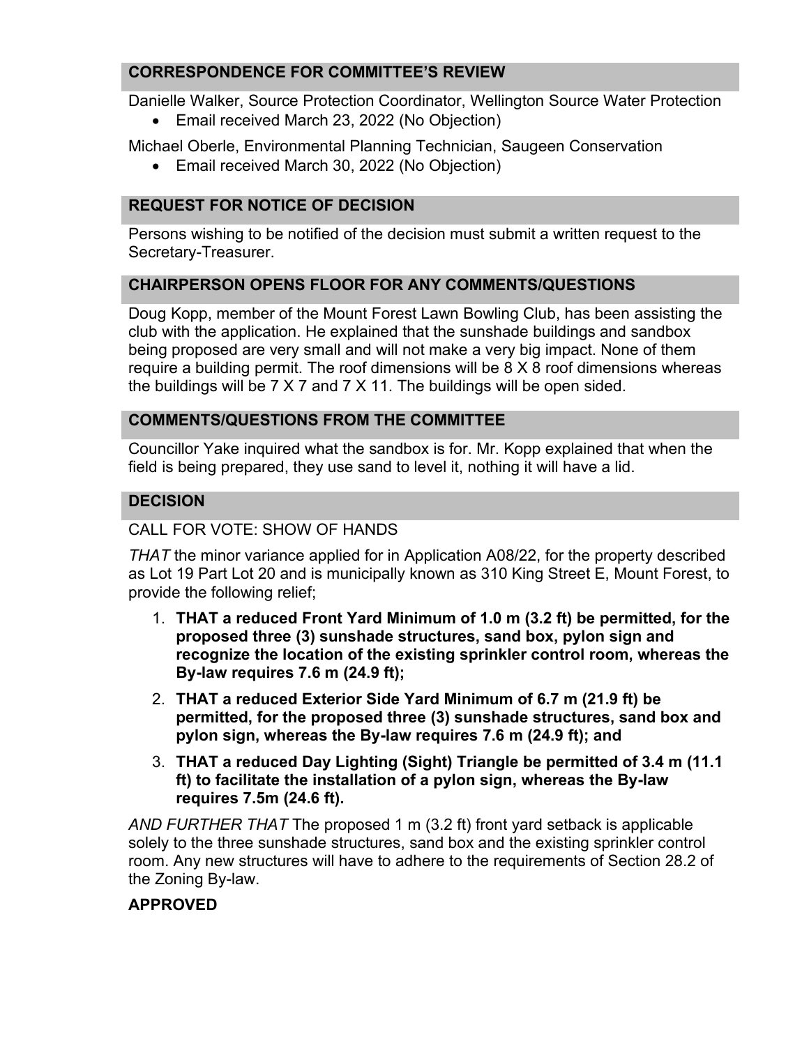## CORRESPONDENCE FOR COMMITTEE'S REVIEW

Danielle Walker, Source Protection Coordinator, Wellington Source Water Protection

- Email received March 23, 2022 (No Objection)

Michael Oberle, Environmental Planning Technician, Saugeen Conservation

- Email received March 30, 2022 (No Objection)

## REQUEST FOR NOTICE OF DECISION

Persons wishing to be notified of the decision must submit a written request to the Secretary-Treasurer.

## CHAIRPERSON OPENS FLOOR FOR ANY COMMENTS/QUESTIONS

Doug Kopp, member of the Mount Forest Lawn Bowling Club, has been assisting the club with the application. He explained that the sunshade buildings and sandbox being proposed are very small and will not make a very big impact. None of them require a building permit. The roof dimensions will be 8 X 8 roof dimensions whereas the buildings will be 7 X 7 and 7 X 11. The buildings will be open sided.

## COMMENTS/QUESTIONS FROM THE COMMITTEE

Councillor Yake inquired what the sandbox is for. Mr. Kopp explained that when the field is being prepared, they use sand to level it, nothing it will have a lid.

## DECISION

CALL FOR VOTE: SHOW OF HANDS

*THAT* the minor variance applied for in Application A08/22, for the property described as Lot 19 Part Lot 20 and is municipally known as 310 King Street E, Mount Forest, to provide the following relief;

1. **THAT a reduced Front Yard Minimum of 1.0 m (3.2 ft) be permitted, for the proposed three (3) sunshade structures, sand box, pylon sign and recognize the location of the existing sprinkler control room, whereas the By-law requires 7.6 m (24.9 ft);**
2. **THAT a reduced Exterior Side Yard Minimum of 6.7 m (21.9 ft) be permitted, for the proposed three (3) sunshade structures, sand box and pylon sign, whereas the By-law requires 7.6 m (24.9 ft); and**
3. **THAT a reduced Day Lighting (Sight) Triangle be permitted of 3.4 m (11.1 ft) to facilitate the installation of a pylon sign, whereas the By-law requires 7.5m (24.6 ft).**

*AND FURTHER THAT* The proposed 1 m (3.2 ft) front yard setback is applicable solely to the three sunshade structures, sand box and the existing sprinkler control room. Any new structures will have to adhere to the requirements of Section 28.2 of the Zoning By-law.

**APPROVED**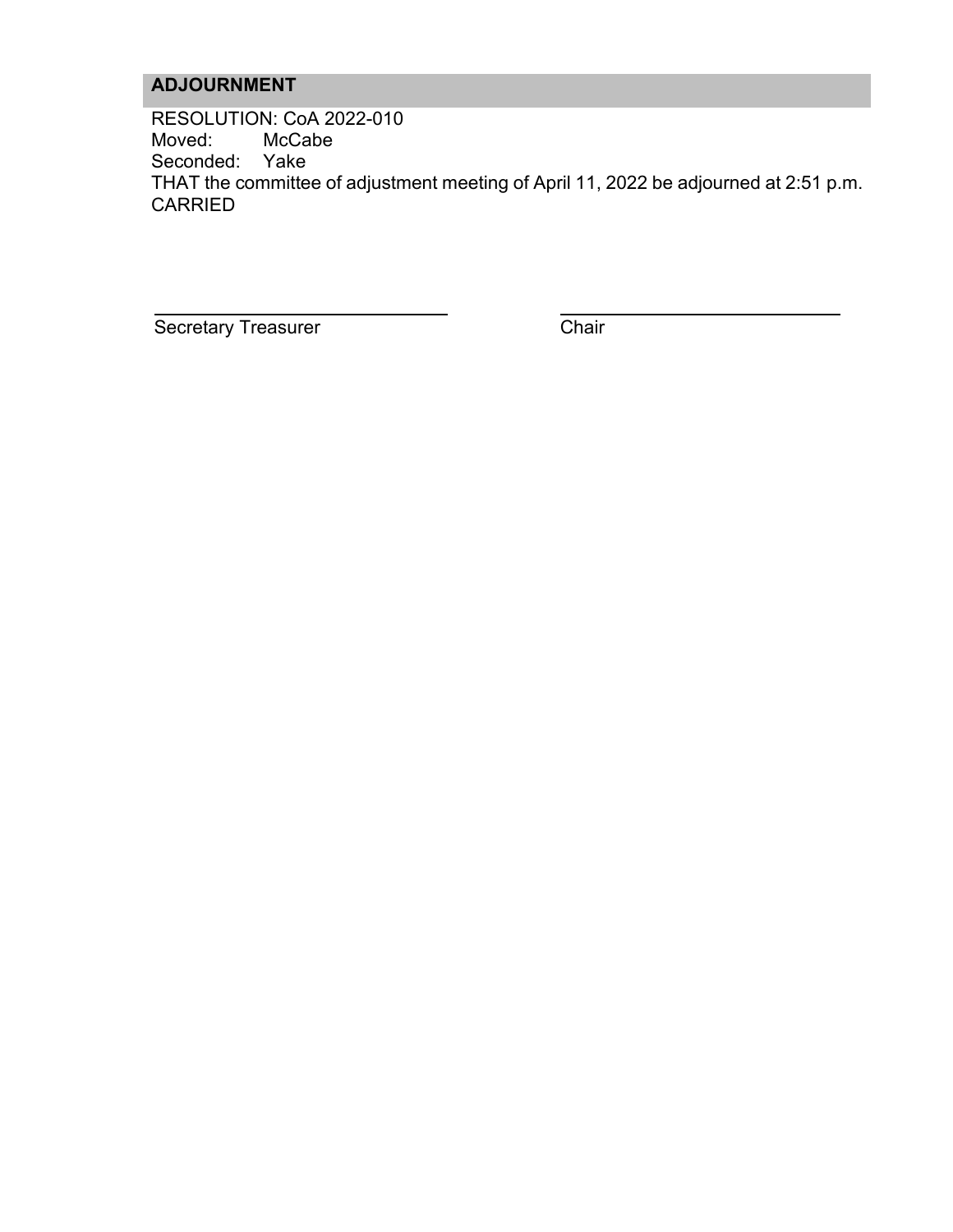## ADJOURNMENT

RESOLUTION: CoA 2022-010
Moved: McCabe
Seconded: Yake
THAT the committee of adjustment meeting of April 11, 2022 be adjourned at 2:51 p.m.
CARRIED

Secretary Treasurer

Chair